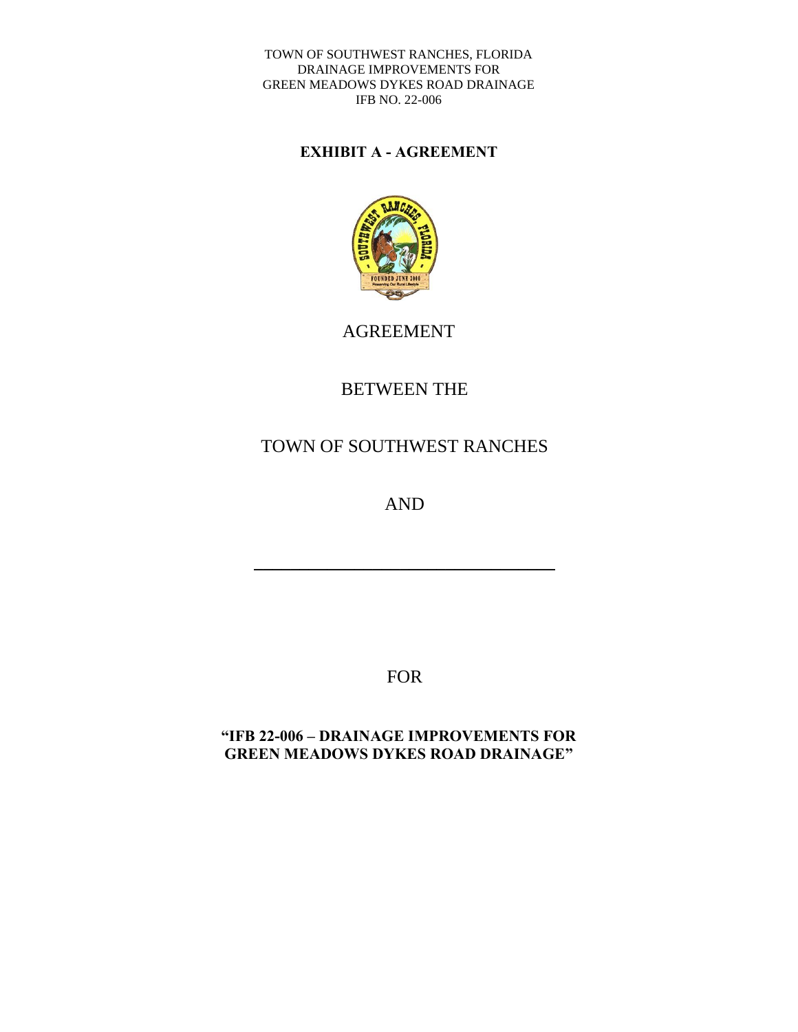TOWN OF SOUTHWEST RANCHES, FLORIDA
DRAINAGE IMPROVEMENTS FOR
GREEN MEADOWS DYKES ROAD DRAINAGE
IFB NO. 22-006

# EXHIBIT A - AGREEMENT

AGREEMENT

BETWEEN THE

TOWN OF SOUTHWEST RANCHES

AND

\_\_\_\_\_\_\_\_\_\_\_\_\_\_\_\_\_\_\_\_\_\_\_\_\_\_\_\_\_\_\_\_\_\_\_\_

FOR

**"IFB 22-006 – DRAINAGE IMPROVEMENTS FOR GREEN MEADOWS DYKES ROAD DRAINAGE"**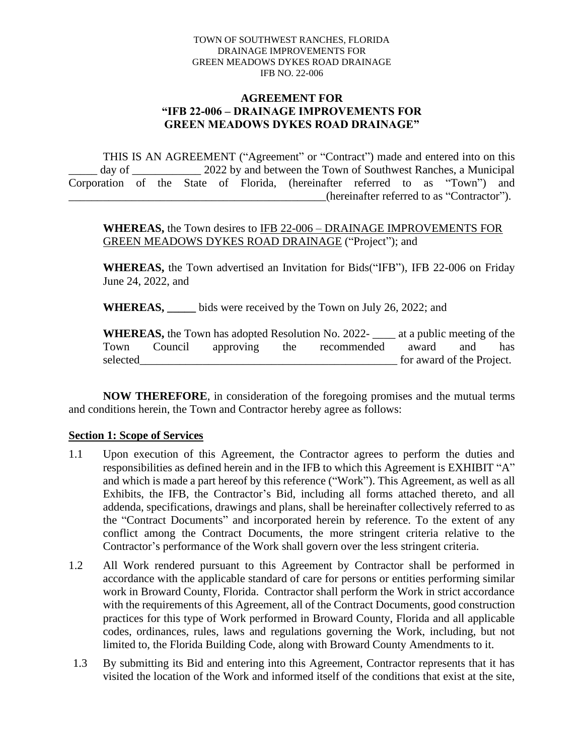**AGREEMENT FOR**
**"IFB 22-006 – DRAINAGE IMPROVEMENTS FOR GREEN MEADOWS DYKES ROAD DRAINAGE"**

THIS IS AN AGREEMENT ("Agreement" or "Contract") made and entered into on this _____ day of ____________ 2022 by and between the Town of Southwest Ranches, a Municipal Corporation of the State of Florida, (hereinafter referred to as "Town") and _______________________________________________(hereinafter referred to as "Contractor").

**WHEREAS,** the Town desires to IFB 22-006 – DRAINAGE IMPROVEMENTS FOR GREEN MEADOWS DYKES ROAD DRAINAGE ("Project"); and

**WHEREAS,** the Town advertised an Invitation for Bids("IFB"), IFB 22-006 on Friday June 24, 2022, and

**WHEREAS, _____** bids were received by the Town on July 26, 2022; and

**WHEREAS,** the Town has adopted Resolution No. 2022- ____ at a public meeting of the Town Council approving the recommended award and has selected_______________________________________________ for award of the Project.

**NOW THEREFORE**, in consideration of the foregoing promises and the mutual terms and conditions herein, the Town and Contractor hereby agree as follows:

**Section 1: Scope of Services**

1.1 Upon execution of this Agreement, the Contractor agrees to perform the duties and responsibilities as defined herein and in the IFB to which this Agreement is EXHIBIT "A" and which is made a part hereof by this reference ("Work"). This Agreement, as well as all Exhibits, the IFB, the Contractor's Bid, including all forms attached thereto, and all addenda, specifications, drawings and plans, shall be hereinafter collectively referred to as the "Contract Documents" and incorporated herein by reference. To the extent of any conflict among the Contract Documents, the more stringent criteria relative to the Contractor's performance of the Work shall govern over the less stringent criteria.

1.2 All Work rendered pursuant to this Agreement by Contractor shall be performed in accordance with the applicable standard of care for persons or entities performing similar work in Broward County, Florida. Contractor shall perform the Work in strict accordance with the requirements of this Agreement, all of the Contract Documents, good construction practices for this type of Work performed in Broward County, Florida and all applicable codes, ordinances, rules, laws and regulations governing the Work, including, but not limited to, the Florida Building Code, along with Broward County Amendments to it.

1.3 By submitting its Bid and entering into this Agreement, Contractor represents that it has visited the location of the Work and informed itself of the conditions that exist at the site,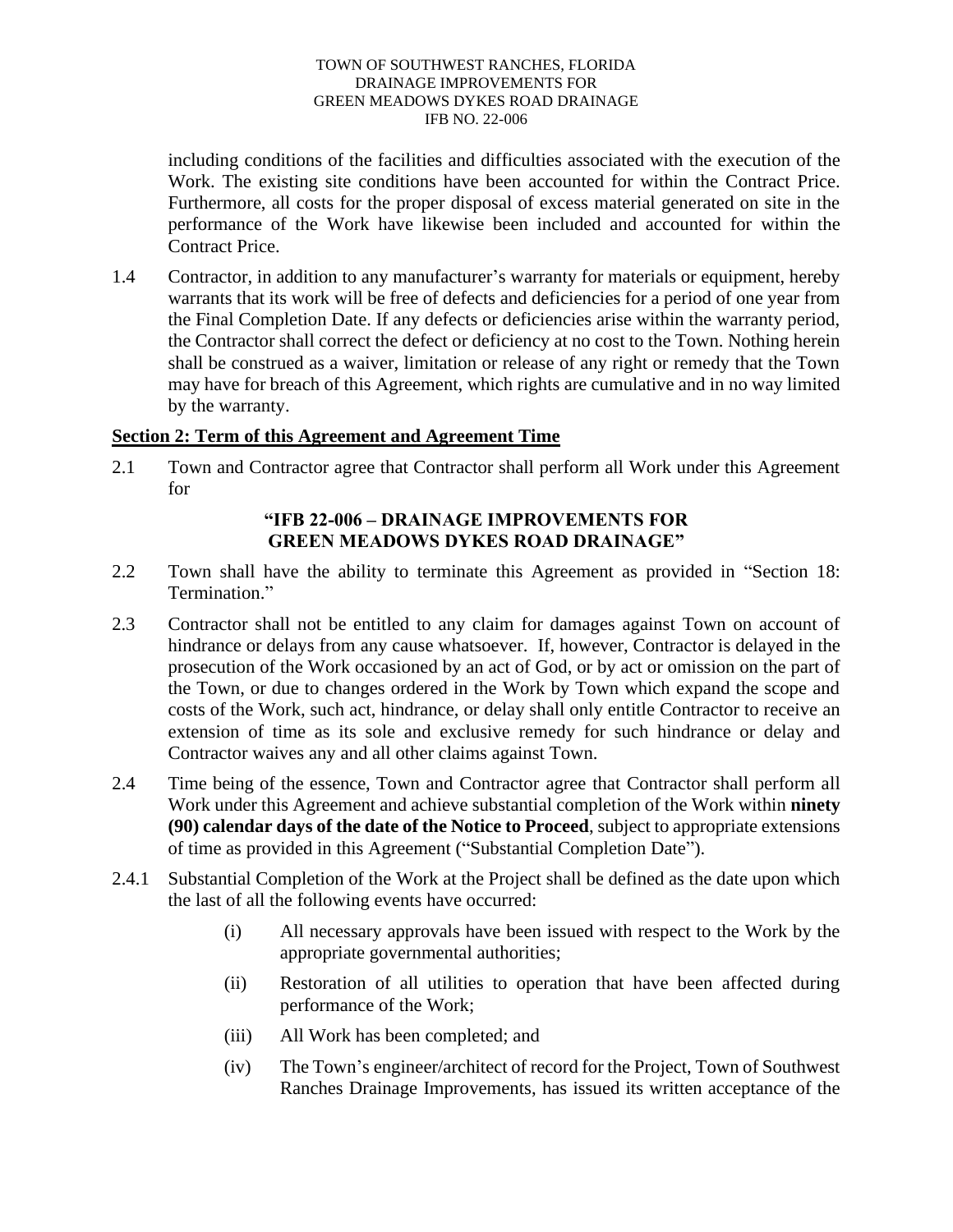including conditions of the facilities and difficulties associated with the execution of the Work. The existing site conditions have been accounted for within the Contract Price. Furthermore, all costs for the proper disposal of excess material generated on site in the performance of the Work have likewise been included and accounted for within the Contract Price.

1.4 Contractor, in addition to any manufacturer's warranty for materials or equipment, hereby warrants that its work will be free of defects and deficiencies for a period of one year from the Final Completion Date. If any defects or deficiencies arise within the warranty period, the Contractor shall correct the defect or deficiency at no cost to the Town. Nothing herein shall be construed as a waiver, limitation or release of any right or remedy that the Town may have for breach of this Agreement, which rights are cumulative and in no way limited by the warranty.

## Section 2: Term of this Agreement and Agreement Time

2.1 Town and Contractor agree that Contractor shall perform all Work under this Agreement for

**"IFB 22-006 – DRAINAGE IMPROVEMENTS FOR GREEN MEADOWS DYKES ROAD DRAINAGE"**

2.2 Town shall have the ability to terminate this Agreement as provided in "Section 18: Termination."

2.3 Contractor shall not be entitled to any claim for damages against Town on account of hindrance or delays from any cause whatsoever. If, however, Contractor is delayed in the prosecution of the Work occasioned by an act of God, or by act or omission on the part of the Town, or due to changes ordered in the Work by Town which expand the scope and costs of the Work, such act, hindrance, or delay shall only entitle Contractor to receive an extension of time as its sole and exclusive remedy for such hindrance or delay and Contractor waives any and all other claims against Town.

2.4 Time being of the essence, Town and Contractor agree that Contractor shall perform all Work under this Agreement and achieve substantial completion of the Work within **ninety (90) calendar days of the date of the Notice to Proceed**, subject to appropriate extensions of time as provided in this Agreement ("Substantial Completion Date").

2.4.1 Substantial Completion of the Work at the Project shall be defined as the date upon which the last of all the following events have occurred:

(i) All necessary approvals have been issued with respect to the Work by the appropriate governmental authorities;

(ii) Restoration of all utilities to operation that have been affected during performance of the Work;

(iii) All Work has been completed; and

(iv) The Town's engineer/architect of record for the Project, Town of Southwest Ranches Drainage Improvements, has issued its written acceptance of the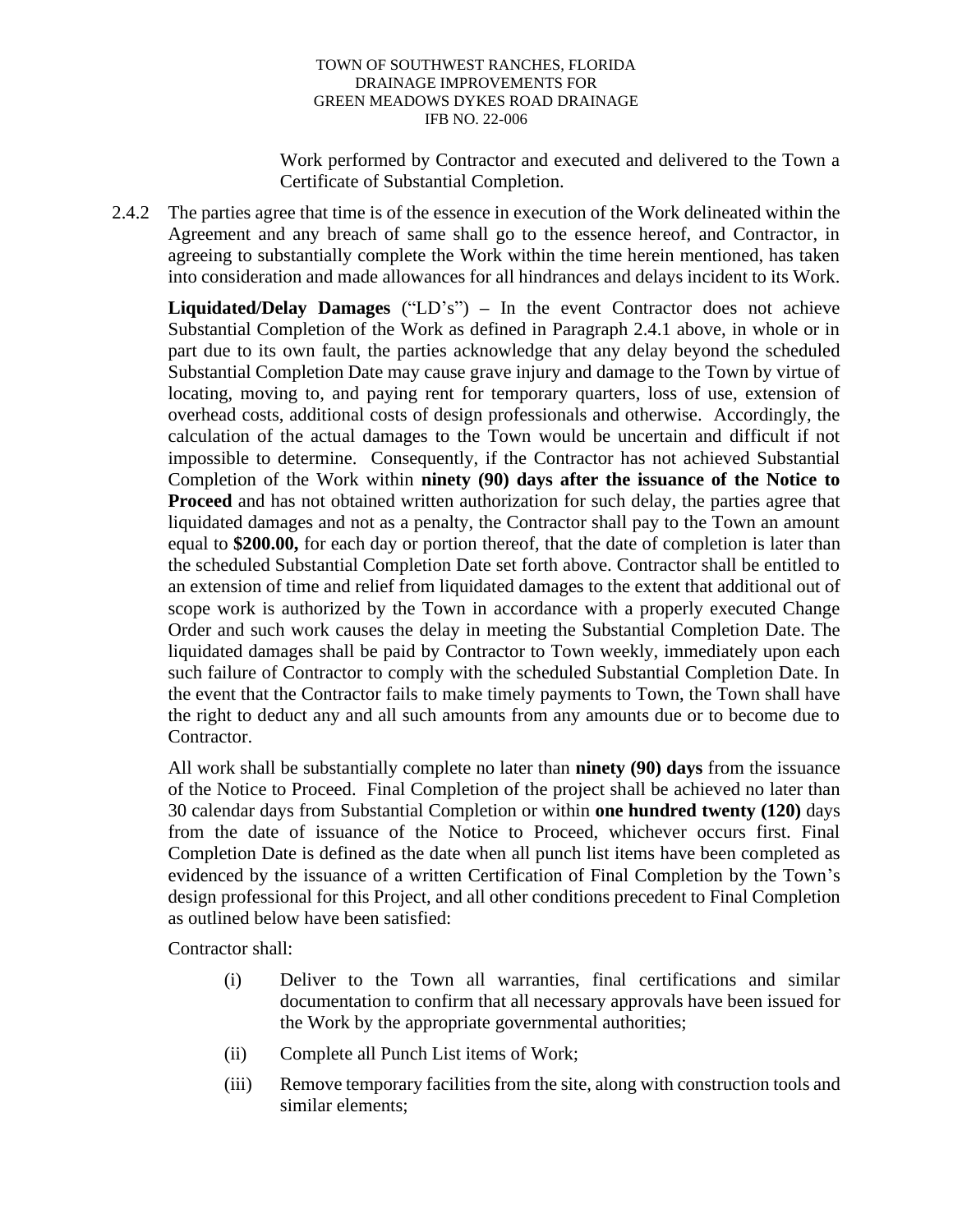Work performed by Contractor and executed and delivered to the Town a Certificate of Substantial Completion.

2.4.2 The parties agree that time is of the essence in execution of the Work delineated within the Agreement and any breach of same shall go to the essence hereof, and Contractor, in agreeing to substantially complete the Work within the time herein mentioned, has taken into consideration and made allowances for all hindrances and delays incident to its Work.

**Liquidated/Delay Damages** ("LD's") **–** In the event Contractor does not achieve Substantial Completion of the Work as defined in Paragraph 2.4.1 above, in whole or in part due to its own fault, the parties acknowledge that any delay beyond the scheduled Substantial Completion Date may cause grave injury and damage to the Town by virtue of locating, moving to, and paying rent for temporary quarters, loss of use, extension of overhead costs, additional costs of design professionals and otherwise. Accordingly, the calculation of the actual damages to the Town would be uncertain and difficult if not impossible to determine. Consequently, if the Contractor has not achieved Substantial Completion of the Work within **ninety (90) days after the issuance of the Notice to Proceed** and has not obtained written authorization for such delay, the parties agree that liquidated damages and not as a penalty, the Contractor shall pay to the Town an amount equal to **$200.00,** for each day or portion thereof, that the date of completion is later than the scheduled Substantial Completion Date set forth above. Contractor shall be entitled to an extension of time and relief from liquidated damages to the extent that additional out of scope work is authorized by the Town in accordance with a properly executed Change Order and such work causes the delay in meeting the Substantial Completion Date. The liquidated damages shall be paid by Contractor to Town weekly, immediately upon each such failure of Contractor to comply with the scheduled Substantial Completion Date. In the event that the Contractor fails to make timely payments to Town, the Town shall have the right to deduct any and all such amounts from any amounts due or to become due to Contractor.

All work shall be substantially complete no later than **ninety (90) days** from the issuance of the Notice to Proceed. Final Completion of the project shall be achieved no later than 30 calendar days from Substantial Completion or within **one hundred twenty (120)** days from the date of issuance of the Notice to Proceed, whichever occurs first. Final Completion Date is defined as the date when all punch list items have been completed as evidenced by the issuance of a written Certification of Final Completion by the Town's design professional for this Project, and all other conditions precedent to Final Completion as outlined below have been satisfied:

Contractor shall:

(i) Deliver to the Town all warranties, final certifications and similar documentation to confirm that all necessary approvals have been issued for the Work by the appropriate governmental authorities;

(ii) Complete all Punch List items of Work;

(iii) Remove temporary facilities from the site, along with construction tools and similar elements;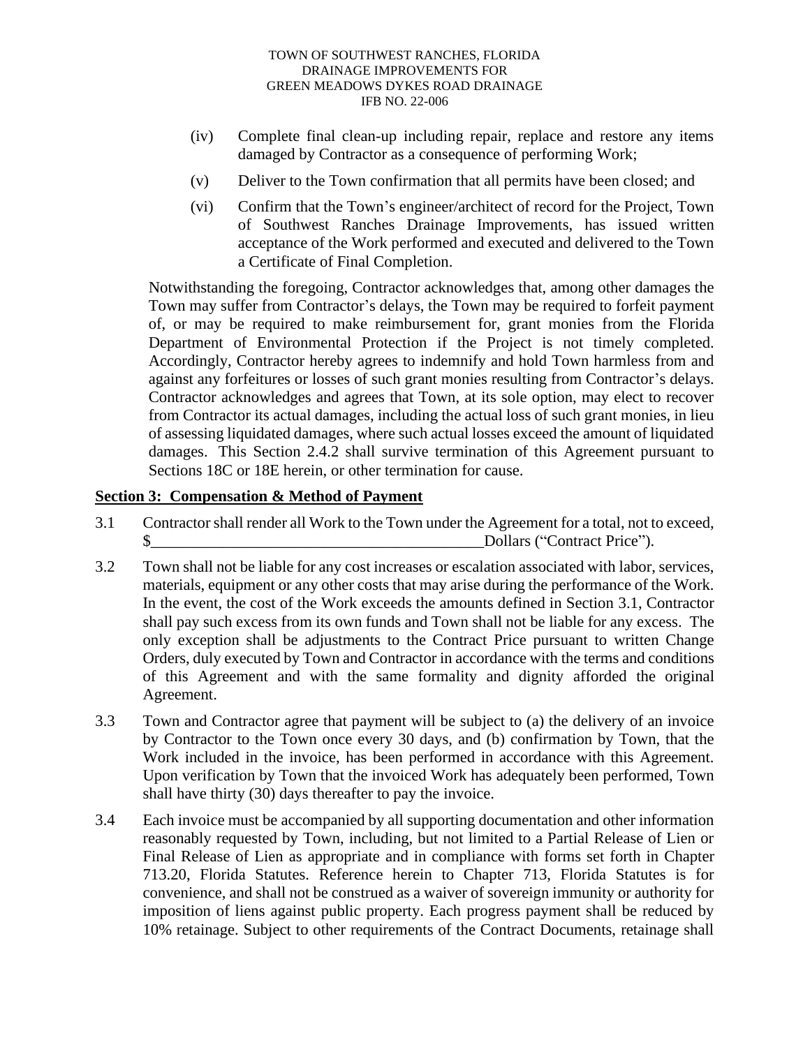(iv) Complete final clean-up including repair, replace and restore any items damaged by Contractor as a consequence of performing Work;

(v) Deliver to the Town confirmation that all permits have been closed; and

(vi) Confirm that the Town's engineer/architect of record for the Project, Town of Southwest Ranches Drainage Improvements, has issued written acceptance of the Work performed and executed and delivered to the Town a Certificate of Final Completion.

Notwithstanding the foregoing, Contractor acknowledges that, among other damages the Town may suffer from Contractor's delays, the Town may be required to forfeit payment of, or may be required to make reimbursement for, grant monies from the Florida Department of Environmental Protection if the Project is not timely completed. Accordingly, Contractor hereby agrees to indemnify and hold Town harmless from and against any forfeitures or losses of such grant monies resulting from Contractor's delays. Contractor acknowledges and agrees that Town, at its sole option, may elect to recover from Contractor its actual damages, including the actual loss of such grant monies, in lieu of assessing liquidated damages, where such actual losses exceed the amount of liquidated damages. This Section 2.4.2 shall survive termination of this Agreement pursuant to Sections 18C or 18E herein, or other termination for cause.

## Section 3: Compensation & Method of Payment

3.1 Contractor shall render all Work to the Town under the Agreement for a total, not to exceed, $__________________________________________Dollars ("Contract Price").

3.2 Town shall not be liable for any cost increases or escalation associated with labor, services, materials, equipment or any other costs that may arise during the performance of the Work. In the event, the cost of the Work exceeds the amounts defined in Section 3.1, Contractor shall pay such excess from its own funds and Town shall not be liable for any excess. The only exception shall be adjustments to the Contract Price pursuant to written Change Orders, duly executed by Town and Contractor in accordance with the terms and conditions of this Agreement and with the same formality and dignity afforded the original Agreement.

3.3 Town and Contractor agree that payment will be subject to (a) the delivery of an invoice by Contractor to the Town once every 30 days, and (b) confirmation by Town, that the Work included in the invoice, has been performed in accordance with this Agreement. Upon verification by Town that the invoiced Work has adequately been performed, Town shall have thirty (30) days thereafter to pay the invoice.

3.4 Each invoice must be accompanied by all supporting documentation and other information reasonably requested by Town, including, but not limited to a Partial Release of Lien or Final Release of Lien as appropriate and in compliance with forms set forth in Chapter 713.20, Florida Statutes. Reference herein to Chapter 713, Florida Statutes is for convenience, and shall not be construed as a waiver of sovereign immunity or authority for imposition of liens against public property. Each progress payment shall be reduced by 10% retainage. Subject to other requirements of the Contract Documents, retainage shall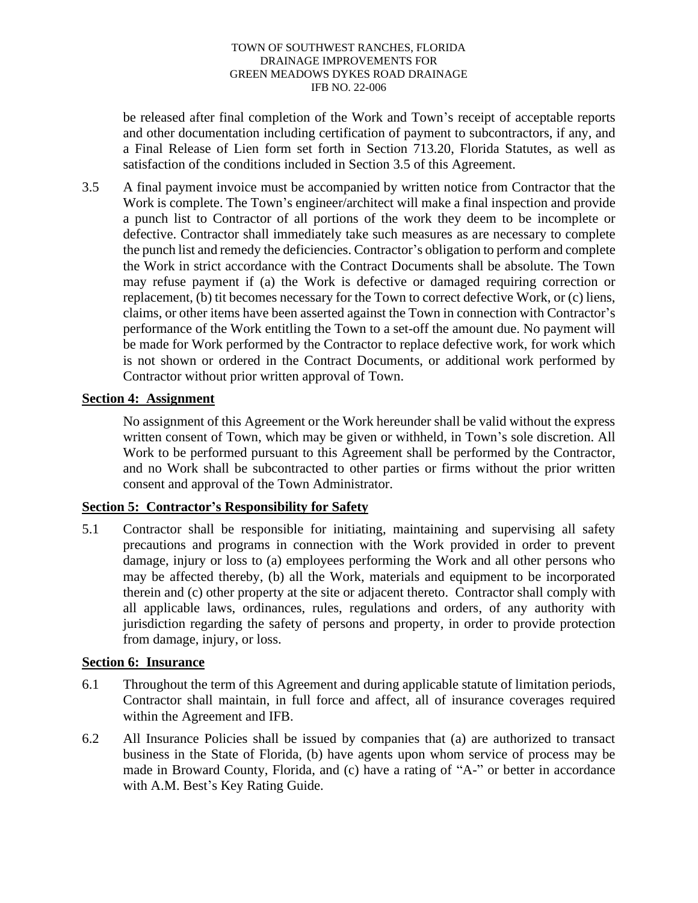be released after final completion of the Work and Town's receipt of acceptable reports and other documentation including certification of payment to subcontractors, if any, and a Final Release of Lien form set forth in Section 713.20, Florida Statutes, as well as satisfaction of the conditions included in Section 3.5 of this Agreement.

3.5 A final payment invoice must be accompanied by written notice from Contractor that the Work is complete. The Town's engineer/architect will make a final inspection and provide a punch list to Contractor of all portions of the work they deem to be incomplete or defective. Contractor shall immediately take such measures as are necessary to complete the punch list and remedy the deficiencies. Contractor's obligation to perform and complete the Work in strict accordance with the Contract Documents shall be absolute. The Town may refuse payment if (a) the Work is defective or damaged requiring correction or replacement, (b) tit becomes necessary for the Town to correct defective Work, or (c) liens, claims, or other items have been asserted against the Town in connection with Contractor's performance of the Work entitling the Town to a set-off the amount due. No payment will be made for Work performed by the Contractor to replace defective work, for work which is not shown or ordered in the Contract Documents, or additional work performed by Contractor without prior written approval of Town.

**Section 4: Assignment**

No assignment of this Agreement or the Work hereunder shall be valid without the express written consent of Town, which may be given or withheld, in Town's sole discretion. All Work to be performed pursuant to this Agreement shall be performed by the Contractor, and no Work shall be subcontracted to other parties or firms without the prior written consent and approval of the Town Administrator.

**Section 5: Contractor's Responsibility for Safety**

5.1 Contractor shall be responsible for initiating, maintaining and supervising all safety precautions and programs in connection with the Work provided in order to prevent damage, injury or loss to (a) employees performing the Work and all other persons who may be affected thereby, (b) all the Work, materials and equipment to be incorporated therein and (c) other property at the site or adjacent thereto. Contractor shall comply with all applicable laws, ordinances, rules, regulations and orders, of any authority with jurisdiction regarding the safety of persons and property, in order to provide protection from damage, injury, or loss.

**Section 6: Insurance**

6.1 Throughout the term of this Agreement and during applicable statute of limitation periods, Contractor shall maintain, in full force and affect, all of insurance coverages required within the Agreement and IFB.

6.2 All Insurance Policies shall be issued by companies that (a) are authorized to transact business in the State of Florida, (b) have agents upon whom service of process may be made in Broward County, Florida, and (c) have a rating of "A-" or better in accordance with A.M. Best's Key Rating Guide.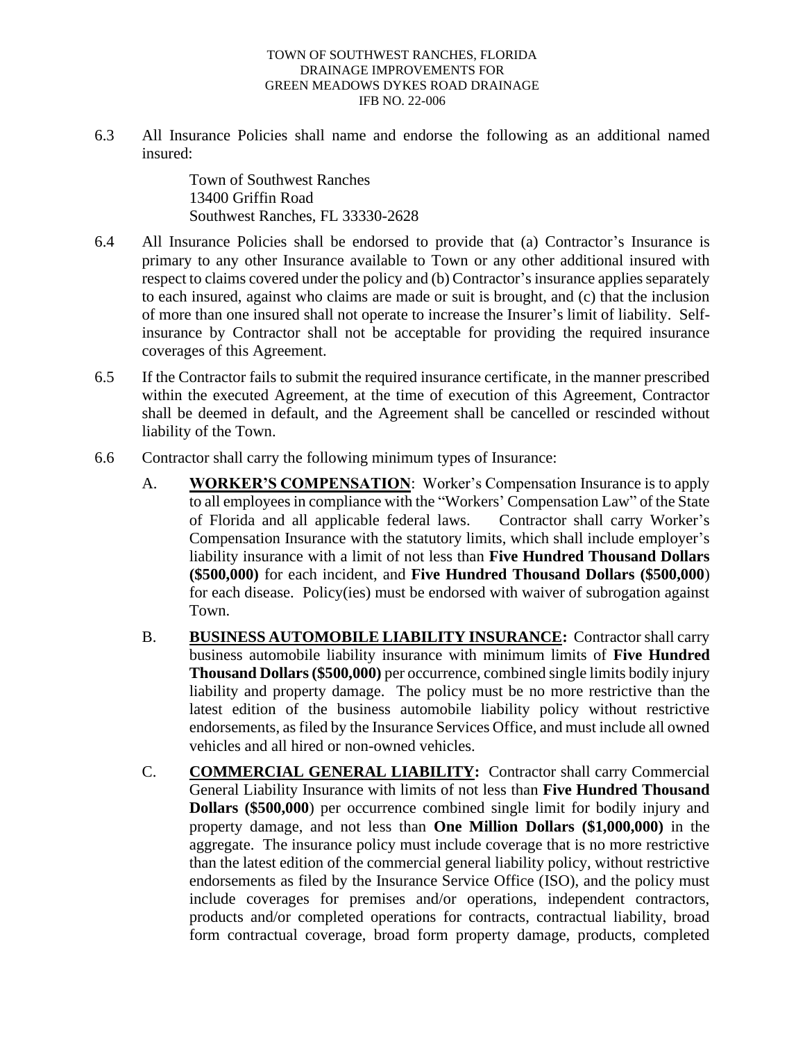6.3 All Insurance Policies shall name and endorse the following as an additional named insured:

> Town of Southwest Ranches
> 13400 Griffin Road
> Southwest Ranches, FL 33330-2628

6.4 All Insurance Policies shall be endorsed to provide that (a) Contractor's Insurance is primary to any other Insurance available to Town or any other additional insured with respect to claims covered under the policy and (b) Contractor's insurance applies separately to each insured, against who claims are made or suit is brought, and (c) that the inclusion of more than one insured shall not operate to increase the Insurer's limit of liability. Self-insurance by Contractor shall not be acceptable for providing the required insurance coverages of this Agreement.

6.5 If the Contractor fails to submit the required insurance certificate, in the manner prescribed within the executed Agreement, at the time of execution of this Agreement, Contractor shall be deemed in default, and the Agreement shall be cancelled or rescinded without liability of the Town.

6.6 Contractor shall carry the following minimum types of Insurance:

A. **WORKER'S COMPENSATION**: Worker's Compensation Insurance is to apply to all employees in compliance with the "Workers' Compensation Law" of the State of Florida and all applicable federal laws. Contractor shall carry Worker's Compensation Insurance with the statutory limits, which shall include employer's liability insurance with a limit of not less than **Five Hundred Thousand Dollars ($500,000)** for each incident, and **Five Hundred Thousand Dollars ($500,000)** for each disease. Policy(ies) must be endorsed with waiver of subrogation against Town.

B. **BUSINESS AUTOMOBILE LIABILITY INSURANCE:** Contractor shall carry business automobile liability insurance with minimum limits of **Five Hundred Thousand Dollars ($500,000)** per occurrence, combined single limits bodily injury liability and property damage. The policy must be no more restrictive than the latest edition of the business automobile liability policy without restrictive endorsements, as filed by the Insurance Services Office, and must include all owned vehicles and all hired or non-owned vehicles.

C. **COMMERCIAL GENERAL LIABILITY:** Contractor shall carry Commercial General Liability Insurance with limits of not less than **Five Hundred Thousand Dollars ($500,000**) per occurrence combined single limit for bodily injury and property damage, and not less than **One Million Dollars ($1,000,000)** in the aggregate. The insurance policy must include coverage that is no more restrictive than the latest edition of the commercial general liability policy, without restrictive endorsements as filed by the Insurance Service Office (ISO), and the policy must include coverages for premises and/or operations, independent contractors, products and/or completed operations for contracts, contractual liability, broad form contractual coverage, broad form property damage, products, completed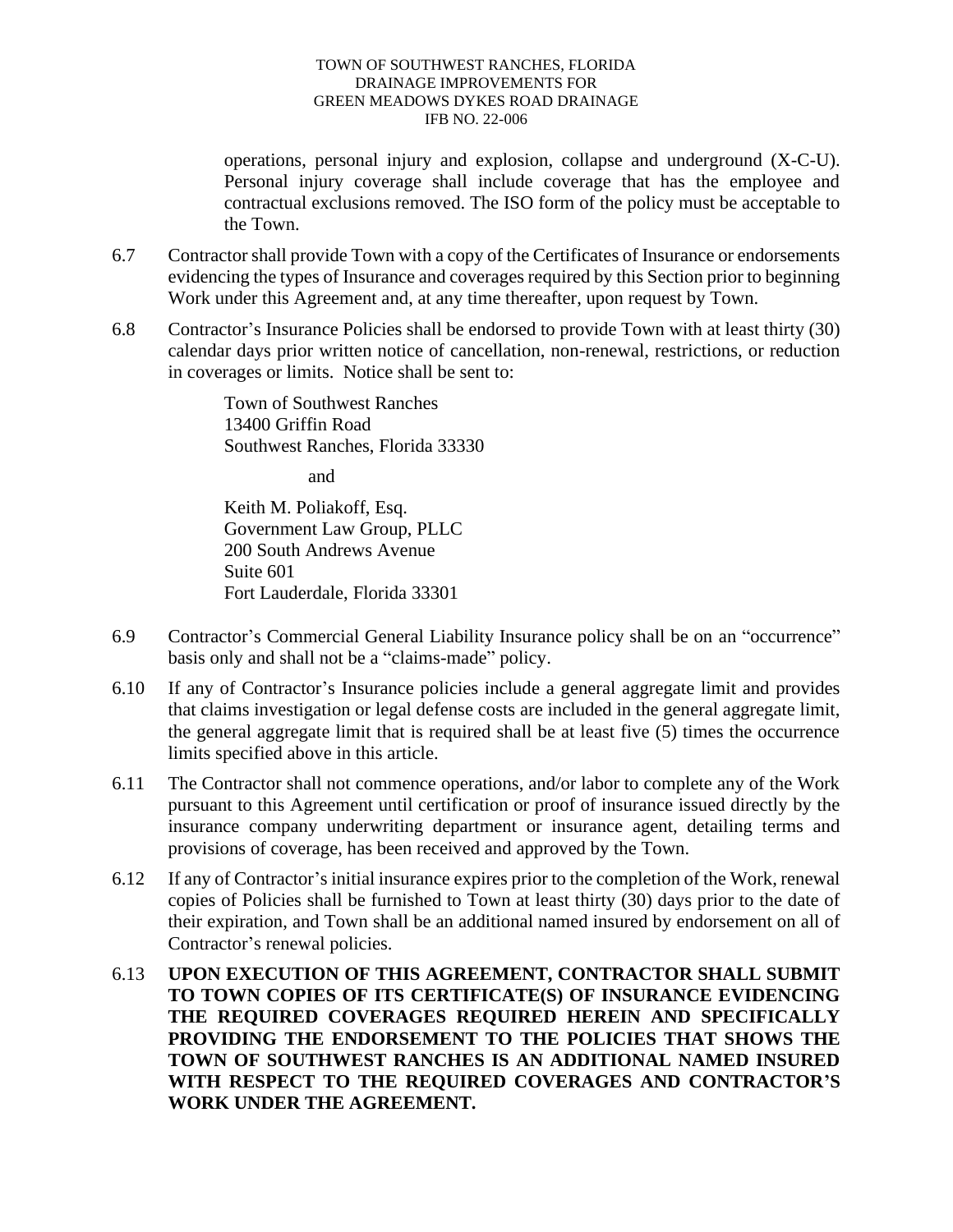operations, personal injury and explosion, collapse and underground (X-C-U). Personal injury coverage shall include coverage that has the employee and contractual exclusions removed. The ISO form of the policy must be acceptable to the Town.

6.7 Contractor shall provide Town with a copy of the Certificates of Insurance or endorsements evidencing the types of Insurance and coverages required by this Section prior to beginning Work under this Agreement and, at any time thereafter, upon request by Town.

6.8 Contractor's Insurance Policies shall be endorsed to provide Town with at least thirty (30) calendar days prior written notice of cancellation, non-renewal, restrictions, or reduction in coverages or limits. Notice shall be sent to:

Town of Southwest Ranches
13400 Griffin Road
Southwest Ranches, Florida 33330

and

Keith M. Poliakoff, Esq.
Government Law Group, PLLC
200 South Andrews Avenue
Suite 601
Fort Lauderdale, Florida 33301

6.9 Contractor's Commercial General Liability Insurance policy shall be on an "occurrence" basis only and shall not be a "claims-made" policy.

6.10 If any of Contractor's Insurance policies include a general aggregate limit and provides that claims investigation or legal defense costs are included in the general aggregate limit, the general aggregate limit that is required shall be at least five (5) times the occurrence limits specified above in this article.

6.11 The Contractor shall not commence operations, and/or labor to complete any of the Work pursuant to this Agreement until certification or proof of insurance issued directly by the insurance company underwriting department or insurance agent, detailing terms and provisions of coverage, has been received and approved by the Town.

6.12 If any of Contractor's initial insurance expires prior to the completion of the Work, renewal copies of Policies shall be furnished to Town at least thirty (30) days prior to the date of their expiration, and Town shall be an additional named insured by endorsement on all of Contractor's renewal policies.

6.13 **UPON EXECUTION OF THIS AGREEMENT, CONTRACTOR SHALL SUBMIT TO TOWN COPIES OF ITS CERTIFICATE(S) OF INSURANCE EVIDENCING THE REQUIRED COVERAGES REQUIRED HEREIN AND SPECIFICALLY PROVIDING THE ENDORSEMENT TO THE POLICIES THAT SHOWS THE TOWN OF SOUTHWEST RANCHES IS AN ADDITIONAL NAMED INSURED WITH RESPECT TO THE REQUIRED COVERAGES AND CONTRACTOR'S WORK UNDER THE AGREEMENT.**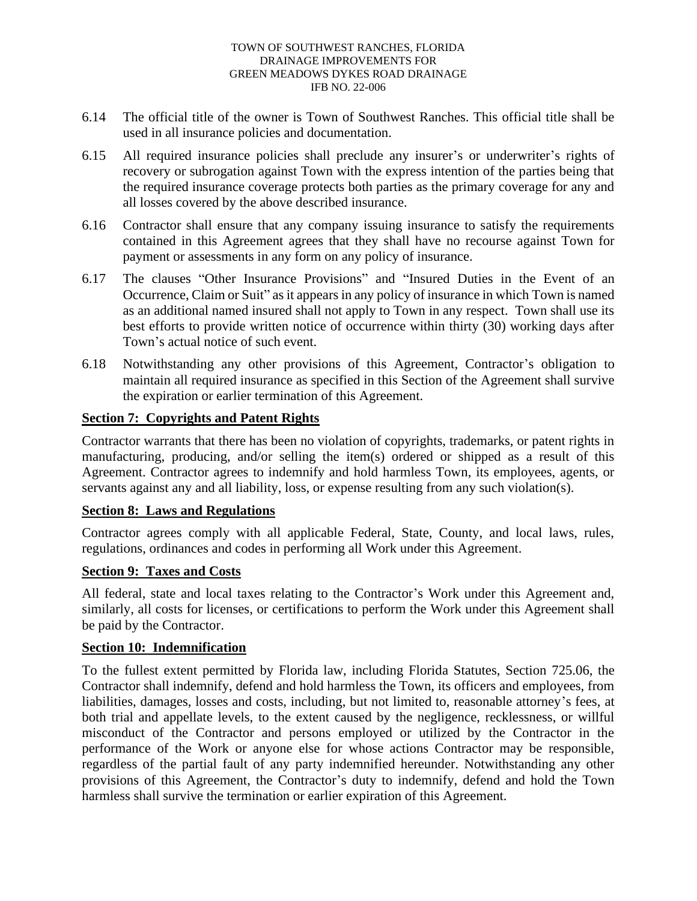6.14 The official title of the owner is Town of Southwest Ranches. This official title shall be used in all insurance policies and documentation.

6.15 All required insurance policies shall preclude any insurer's or underwriter's rights of recovery or subrogation against Town with the express intention of the parties being that the required insurance coverage protects both parties as the primary coverage for any and all losses covered by the above described insurance.

6.16 Contractor shall ensure that any company issuing insurance to satisfy the requirements contained in this Agreement agrees that they shall have no recourse against Town for payment or assessments in any form on any policy of insurance.

6.17 The clauses "Other Insurance Provisions" and "Insured Duties in the Event of an Occurrence, Claim or Suit" as it appears in any policy of insurance in which Town is named as an additional named insured shall not apply to Town in any respect. Town shall use its best efforts to provide written notice of occurrence within thirty (30) working days after Town's actual notice of such event.

6.18 Notwithstanding any other provisions of this Agreement, Contractor's obligation to maintain all required insurance as specified in this Section of the Agreement shall survive the expiration or earlier termination of this Agreement.

## Section 7: Copyrights and Patent Rights

Contractor warrants that there has been no violation of copyrights, trademarks, or patent rights in manufacturing, producing, and/or selling the item(s) ordered or shipped as a result of this Agreement. Contractor agrees to indemnify and hold harmless Town, its employees, agents, or servants against any and all liability, loss, or expense resulting from any such violation(s).

## Section 8: Laws and Regulations

Contractor agrees comply with all applicable Federal, State, County, and local laws, rules, regulations, ordinances and codes in performing all Work under this Agreement.

## Section 9: Taxes and Costs

All federal, state and local taxes relating to the Contractor's Work under this Agreement and, similarly, all costs for licenses, or certifications to perform the Work under this Agreement shall be paid by the Contractor.

## Section 10: Indemnification

To the fullest extent permitted by Florida law, including Florida Statutes, Section 725.06, the Contractor shall indemnify, defend and hold harmless the Town, its officers and employees, from liabilities, damages, losses and costs, including, but not limited to, reasonable attorney's fees, at both trial and appellate levels, to the extent caused by the negligence, recklessness, or willful misconduct of the Contractor and persons employed or utilized by the Contractor in the performance of the Work or anyone else for whose actions Contractor may be responsible, regardless of the partial fault of any party indemnified hereunder. Notwithstanding any other provisions of this Agreement, the Contractor's duty to indemnify, defend and hold the Town harmless shall survive the termination or earlier expiration of this Agreement.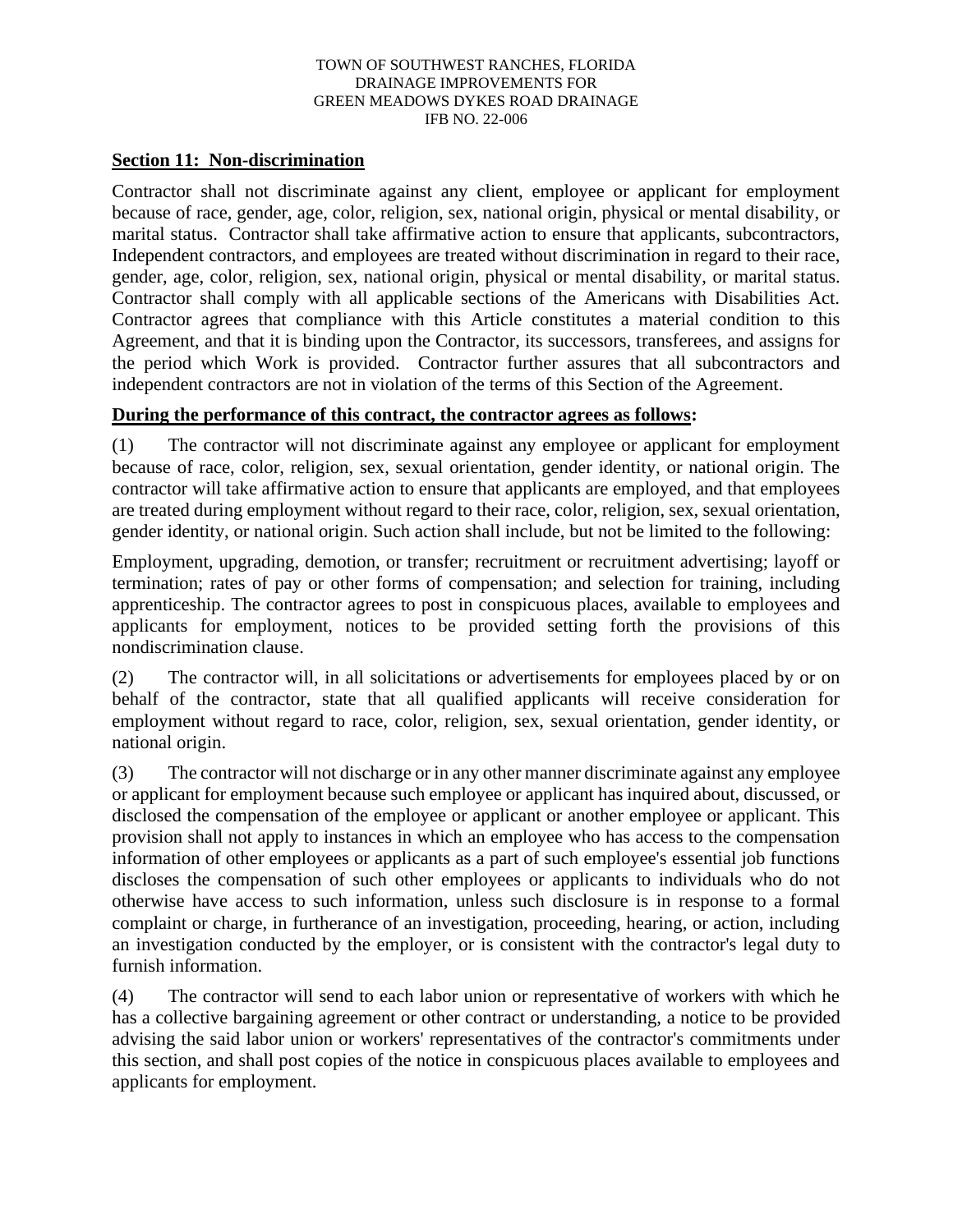**Section 11: Non-discrimination**

Contractor shall not discriminate against any client, employee or applicant for employment because of race, gender, age, color, religion, sex, national origin, physical or mental disability, or marital status. Contractor shall take affirmative action to ensure that applicants, subcontractors, Independent contractors, and employees are treated without discrimination in regard to their race, gender, age, color, religion, sex, national origin, physical or mental disability, or marital status. Contractor shall comply with all applicable sections of the Americans with Disabilities Act. Contractor agrees that compliance with this Article constitutes a material condition to this Agreement, and that it is binding upon the Contractor, its successors, transferees, and assigns for the period which Work is provided. Contractor further assures that all subcontractors and independent contractors are not in violation of the terms of this Section of the Agreement.

**During the performance of this contract, the contractor agrees as follows:**

(1) The contractor will not discriminate against any employee or applicant for employment because of race, color, religion, sex, sexual orientation, gender identity, or national origin. The contractor will take affirmative action to ensure that applicants are employed, and that employees are treated during employment without regard to their race, color, religion, sex, sexual orientation, gender identity, or national origin. Such action shall include, but not be limited to the following:

Employment, upgrading, demotion, or transfer; recruitment or recruitment advertising; layoff or termination; rates of pay or other forms of compensation; and selection for training, including apprenticeship. The contractor agrees to post in conspicuous places, available to employees and applicants for employment, notices to be provided setting forth the provisions of this nondiscrimination clause.

(2) The contractor will, in all solicitations or advertisements for employees placed by or on behalf of the contractor, state that all qualified applicants will receive consideration for employment without regard to race, color, religion, sex, sexual orientation, gender identity, or national origin.

(3) The contractor will not discharge or in any other manner discriminate against any employee or applicant for employment because such employee or applicant has inquired about, discussed, or disclosed the compensation of the employee or applicant or another employee or applicant. This provision shall not apply to instances in which an employee who has access to the compensation information of other employees or applicants as a part of such employee's essential job functions discloses the compensation of such other employees or applicants to individuals who do not otherwise have access to such information, unless such disclosure is in response to a formal complaint or charge, in furtherance of an investigation, proceeding, hearing, or action, including an investigation conducted by the employer, or is consistent with the contractor's legal duty to furnish information.

(4) The contractor will send to each labor union or representative of workers with which he has a collective bargaining agreement or other contract or understanding, a notice to be provided advising the said labor union or workers' representatives of the contractor's commitments under this section, and shall post copies of the notice in conspicuous places available to employees and applicants for employment.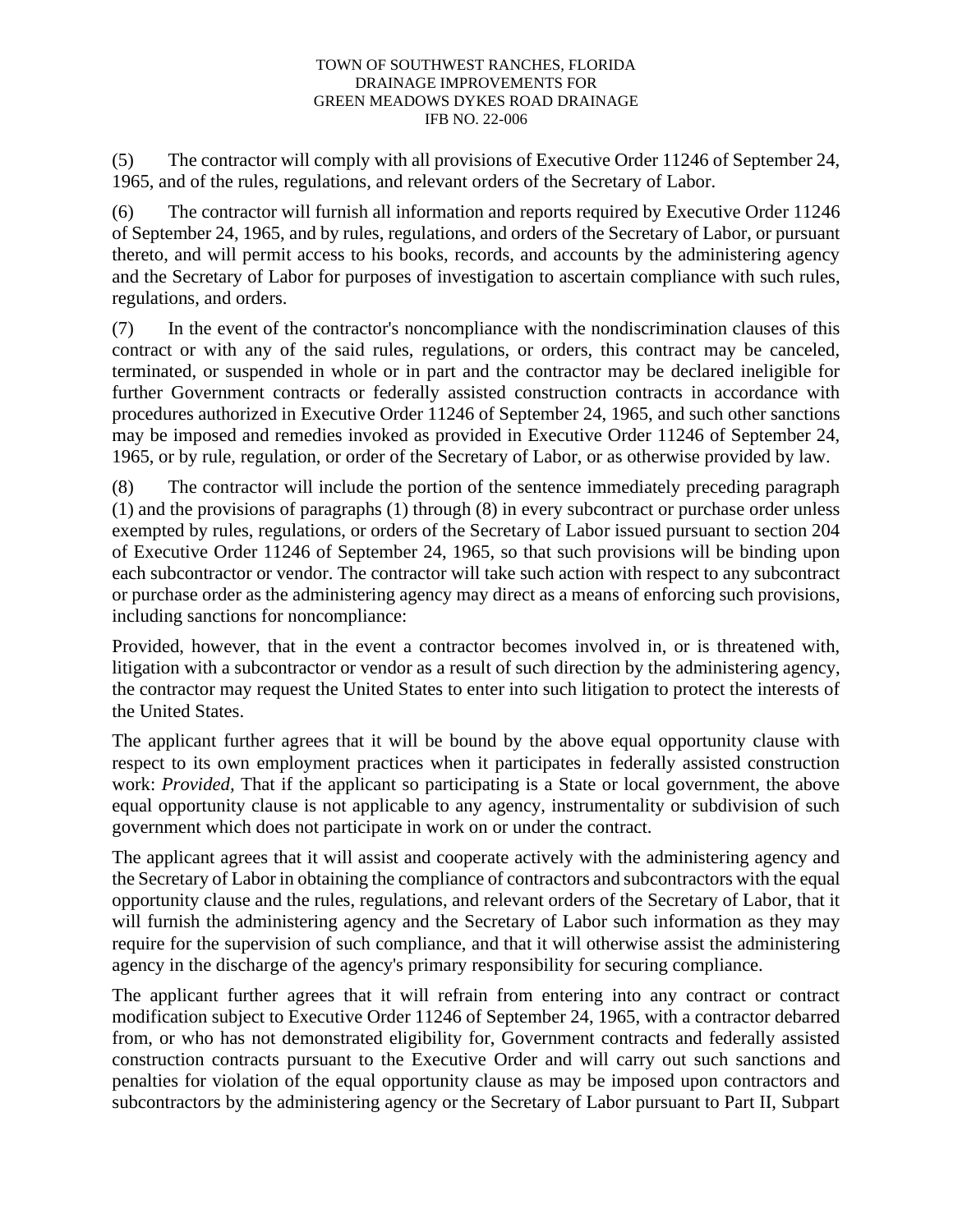(5) The contractor will comply with all provisions of Executive Order 11246 of September 24, 1965, and of the rules, regulations, and relevant orders of the Secretary of Labor.

(6) The contractor will furnish all information and reports required by Executive Order 11246 of September 24, 1965, and by rules, regulations, and orders of the Secretary of Labor, or pursuant thereto, and will permit access to his books, records, and accounts by the administering agency and the Secretary of Labor for purposes of investigation to ascertain compliance with such rules, regulations, and orders.

(7) In the event of the contractor's noncompliance with the nondiscrimination clauses of this contract or with any of the said rules, regulations, or orders, this contract may be canceled, terminated, or suspended in whole or in part and the contractor may be declared ineligible for further Government contracts or federally assisted construction contracts in accordance with procedures authorized in Executive Order 11246 of September 24, 1965, and such other sanctions may be imposed and remedies invoked as provided in Executive Order 11246 of September 24, 1965, or by rule, regulation, or order of the Secretary of Labor, or as otherwise provided by law.

(8) The contractor will include the portion of the sentence immediately preceding paragraph (1) and the provisions of paragraphs (1) through (8) in every subcontract or purchase order unless exempted by rules, regulations, or orders of the Secretary of Labor issued pursuant to section 204 of Executive Order 11246 of September 24, 1965, so that such provisions will be binding upon each subcontractor or vendor. The contractor will take such action with respect to any subcontract or purchase order as the administering agency may direct as a means of enforcing such provisions, including sanctions for noncompliance:

Provided, however, that in the event a contractor becomes involved in, or is threatened with, litigation with a subcontractor or vendor as a result of such direction by the administering agency, the contractor may request the United States to enter into such litigation to protect the interests of the United States.

The applicant further agrees that it will be bound by the above equal opportunity clause with respect to its own employment practices when it participates in federally assisted construction work: *Provided,* That if the applicant so participating is a State or local government, the above equal opportunity clause is not applicable to any agency, instrumentality or subdivision of such government which does not participate in work on or under the contract.

The applicant agrees that it will assist and cooperate actively with the administering agency and the Secretary of Labor in obtaining the compliance of contractors and subcontractors with the equal opportunity clause and the rules, regulations, and relevant orders of the Secretary of Labor, that it will furnish the administering agency and the Secretary of Labor such information as they may require for the supervision of such compliance, and that it will otherwise assist the administering agency in the discharge of the agency's primary responsibility for securing compliance.

The applicant further agrees that it will refrain from entering into any contract or contract modification subject to Executive Order 11246 of September 24, 1965, with a contractor debarred from, or who has not demonstrated eligibility for, Government contracts and federally assisted construction contracts pursuant to the Executive Order and will carry out such sanctions and penalties for violation of the equal opportunity clause as may be imposed upon contractors and subcontractors by the administering agency or the Secretary of Labor pursuant to Part II, Subpart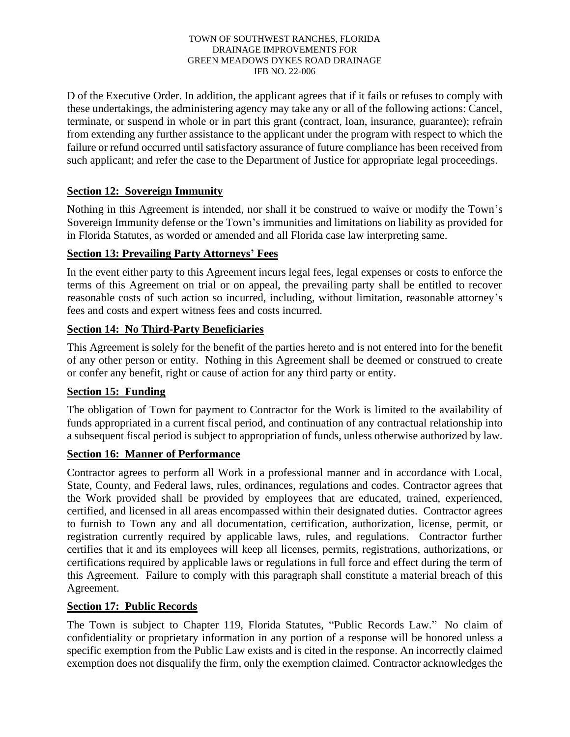D of the Executive Order. In addition, the applicant agrees that if it fails or refuses to comply with these undertakings, the administering agency may take any or all of the following actions: Cancel, terminate, or suspend in whole or in part this grant (contract, loan, insurance, guarantee); refrain from extending any further assistance to the applicant under the program with respect to which the failure or refund occurred until satisfactory assurance of future compliance has been received from such applicant; and refer the case to the Department of Justice for appropriate legal proceedings.

**Section 12: Sovereign Immunity**

Nothing in this Agreement is intended, nor shall it be construed to waive or modify the Town's Sovereign Immunity defense or the Town's immunities and limitations on liability as provided for in Florida Statutes, as worded or amended and all Florida case law interpreting same.

**Section 13: Prevailing Party Attorneys' Fees**

In the event either party to this Agreement incurs legal fees, legal expenses or costs to enforce the terms of this Agreement on trial or on appeal, the prevailing party shall be entitled to recover reasonable costs of such action so incurred, including, without limitation, reasonable attorney's fees and costs and expert witness fees and costs incurred.

**Section 14: No Third-Party Beneficiaries**

This Agreement is solely for the benefit of the parties hereto and is not entered into for the benefit of any other person or entity. Nothing in this Agreement shall be deemed or construed to create or confer any benefit, right or cause of action for any third party or entity.

**Section 15: Funding**

The obligation of Town for payment to Contractor for the Work is limited to the availability of funds appropriated in a current fiscal period, and continuation of any contractual relationship into a subsequent fiscal period is subject to appropriation of funds, unless otherwise authorized by law.

**Section 16: Manner of Performance**

Contractor agrees to perform all Work in a professional manner and in accordance with Local, State, County, and Federal laws, rules, ordinances, regulations and codes. Contractor agrees that the Work provided shall be provided by employees that are educated, trained, experienced, certified, and licensed in all areas encompassed within their designated duties. Contractor agrees to furnish to Town any and all documentation, certification, authorization, license, permit, or registration currently required by applicable laws, rules, and regulations. Contractor further certifies that it and its employees will keep all licenses, permits, registrations, authorizations, or certifications required by applicable laws or regulations in full force and effect during the term of this Agreement. Failure to comply with this paragraph shall constitute a material breach of this Agreement.

**Section 17: Public Records**

The Town is subject to Chapter 119, Florida Statutes, "Public Records Law." No claim of confidentiality or proprietary information in any portion of a response will be honored unless a specific exemption from the Public Law exists and is cited in the response. An incorrectly claimed exemption does not disqualify the firm, only the exemption claimed. Contractor acknowledges the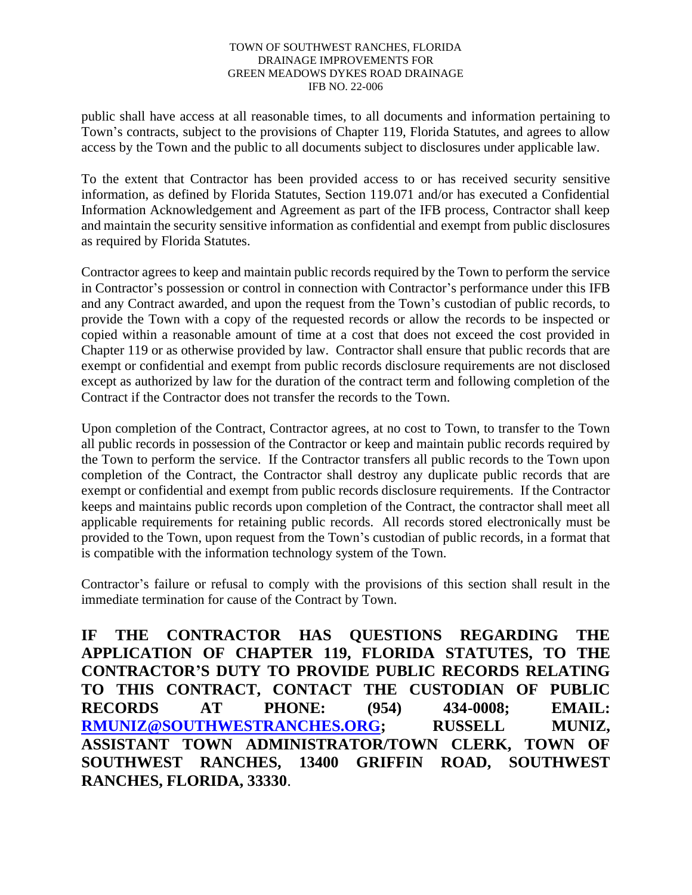public shall have access at all reasonable times, to all documents and information pertaining to Town's contracts, subject to the provisions of Chapter 119, Florida Statutes, and agrees to allow access by the Town and the public to all documents subject to disclosures under applicable law.

To the extent that Contractor has been provided access to or has received security sensitive information, as defined by Florida Statutes, Section 119.071 and/or has executed a Confidential Information Acknowledgement and Agreement as part of the IFB process, Contractor shall keep and maintain the security sensitive information as confidential and exempt from public disclosures as required by Florida Statutes.

Contractor agrees to keep and maintain public records required by the Town to perform the service in Contractor's possession or control in connection with Contractor's performance under this IFB and any Contract awarded, and upon the request from the Town's custodian of public records, to provide the Town with a copy of the requested records or allow the records to be inspected or copied within a reasonable amount of time at a cost that does not exceed the cost provided in Chapter 119 or as otherwise provided by law. Contractor shall ensure that public records that are exempt or confidential and exempt from public records disclosure requirements are not disclosed except as authorized by law for the duration of the contract term and following completion of the Contract if the Contractor does not transfer the records to the Town.

Upon completion of the Contract, Contractor agrees, at no cost to Town, to transfer to the Town all public records in possession of the Contractor or keep and maintain public records required by the Town to perform the service. If the Contractor transfers all public records to the Town upon completion of the Contract, the Contractor shall destroy any duplicate public records that are exempt or confidential and exempt from public records disclosure requirements. If the Contractor keeps and maintains public records upon completion of the Contract, the contractor shall meet all applicable requirements for retaining public records. All records stored electronically must be provided to the Town, upon request from the Town's custodian of public records, in a format that is compatible with the information technology system of the Town.

Contractor's failure or refusal to comply with the provisions of this section shall result in the immediate termination for cause of the Contract by Town.

**IF THE CONTRACTOR HAS QUESTIONS REGARDING THE APPLICATION OF CHAPTER 119, FLORIDA STATUTES, TO THE CONTRACTOR'S DUTY TO PROVIDE PUBLIC RECORDS RELATING TO THIS CONTRACT, CONTACT THE CUSTODIAN OF PUBLIC RECORDS AT PHONE: (954) 434-0008; EMAIL: [RMUNIZ@SOUTHWESTRANCHES.ORG](mailto:RMUNIZ@SOUTHWESTRANCHES.ORG); RUSSELL MUNIZ, ASSISTANT TOWN ADMINISTRATOR/TOWN CLERK, TOWN OF SOUTHWEST RANCHES, 13400 GRIFFIN ROAD, SOUTHWEST RANCHES, FLORIDA, 33330**.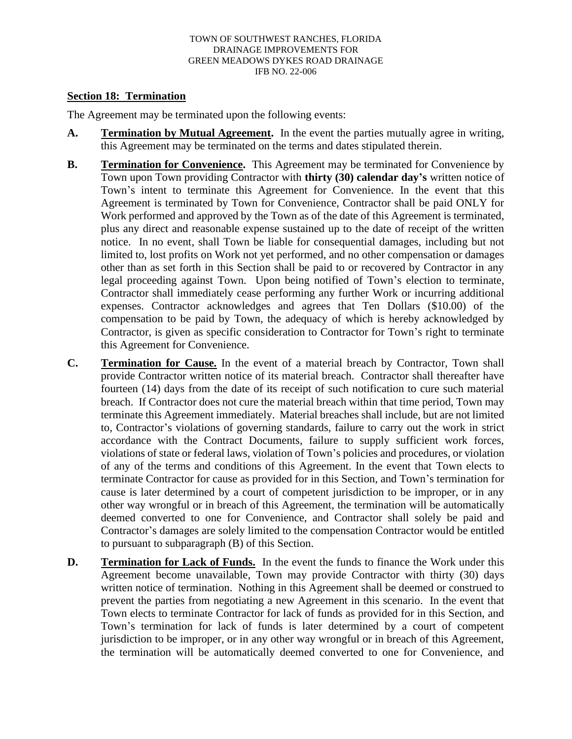## Section 18: Termination

The Agreement may be terminated upon the following events:

**A.** **Termination by Mutual Agreement.** In the event the parties mutually agree in writing, this Agreement may be terminated on the terms and dates stipulated therein.

**B.** **Termination for Convenience.** This Agreement may be terminated for Convenience by Town upon Town providing Contractor with **thirty (30) calendar day's** written notice of Town's intent to terminate this Agreement for Convenience. In the event that this Agreement is terminated by Town for Convenience, Contractor shall be paid ONLY for Work performed and approved by the Town as of the date of this Agreement is terminated, plus any direct and reasonable expense sustained up to the date of receipt of the written notice. In no event, shall Town be liable for consequential damages, including but not limited to, lost profits on Work not yet performed, and no other compensation or damages other than as set forth in this Section shall be paid to or recovered by Contractor in any legal proceeding against Town. Upon being notified of Town's election to terminate, Contractor shall immediately cease performing any further Work or incurring additional expenses. Contractor acknowledges and agrees that Ten Dollars ($10.00) of the compensation to be paid by Town, the adequacy of which is hereby acknowledged by Contractor, is given as specific consideration to Contractor for Town's right to terminate this Agreement for Convenience.

**C.** **Termination for Cause.** In the event of a material breach by Contractor, Town shall provide Contractor written notice of its material breach. Contractor shall thereafter have fourteen (14) days from the date of its receipt of such notification to cure such material breach. If Contractor does not cure the material breach within that time period, Town may terminate this Agreement immediately. Material breaches shall include, but are not limited to, Contractor's violations of governing standards, failure to carry out the work in strict accordance with the Contract Documents, failure to supply sufficient work forces, violations of state or federal laws, violation of Town's policies and procedures, or violation of any of the terms and conditions of this Agreement. In the event that Town elects to terminate Contractor for cause as provided for in this Section, and Town's termination for cause is later determined by a court of competent jurisdiction to be improper, or in any other way wrongful or in breach of this Agreement, the termination will be automatically deemed converted to one for Convenience, and Contractor shall solely be paid and Contractor's damages are solely limited to the compensation Contractor would be entitled to pursuant to subparagraph (B) of this Section.

**D.** **Termination for Lack of Funds.** In the event the funds to finance the Work under this Agreement become unavailable, Town may provide Contractor with thirty (30) days written notice of termination. Nothing in this Agreement shall be deemed or construed to prevent the parties from negotiating a new Agreement in this scenario. In the event that Town elects to terminate Contractor for lack of funds as provided for in this Section, and Town's termination for lack of funds is later determined by a court of competent jurisdiction to be improper, or in any other way wrongful or in breach of this Agreement, the termination will be automatically deemed converted to one for Convenience, and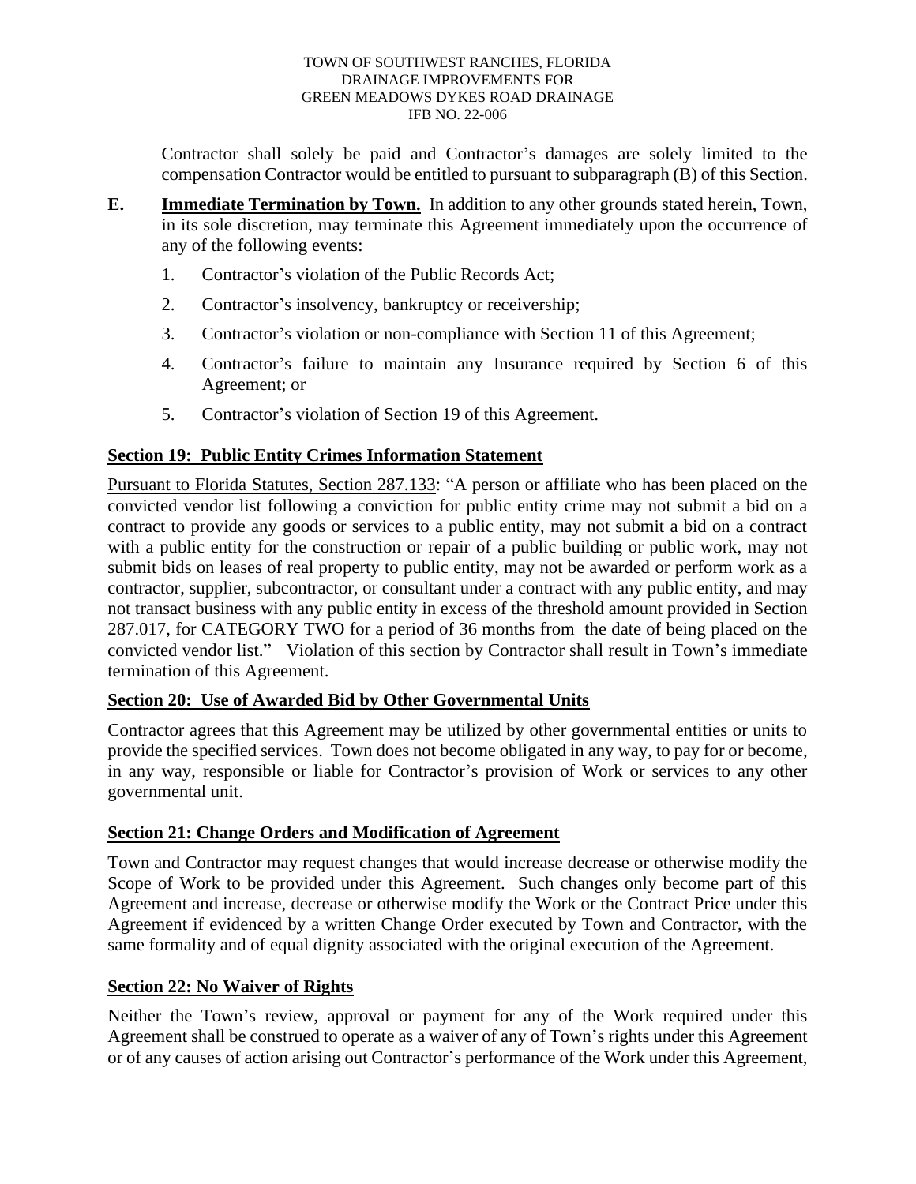Contractor shall solely be paid and Contractor's damages are solely limited to the compensation Contractor would be entitled to pursuant to subparagraph (B) of this Section.

**E. Immediate Termination by Town.** In addition to any other grounds stated herein, Town, in its sole discretion, may terminate this Agreement immediately upon the occurrence of any of the following events:

1. Contractor's violation of the Public Records Act;
2. Contractor's insolvency, bankruptcy or receivership;
3. Contractor's violation or non-compliance with Section 11 of this Agreement;
4. Contractor's failure to maintain any Insurance required by Section 6 of this Agreement; or
5. Contractor's violation of Section 19 of this Agreement.

## Section 19: Public Entity Crimes Information Statement

Pursuant to Florida Statutes, Section 287.133: "A person or affiliate who has been placed on the convicted vendor list following a conviction for public entity crime may not submit a bid on a contract to provide any goods or services to a public entity, may not submit a bid on a contract with a public entity for the construction or repair of a public building or public work, may not submit bids on leases of real property to public entity, may not be awarded or perform work as a contractor, supplier, subcontractor, or consultant under a contract with any public entity, and may not transact business with any public entity in excess of the threshold amount provided in Section 287.017, for CATEGORY TWO for a period of 36 months from the date of being placed on the convicted vendor list." Violation of this section by Contractor shall result in Town's immediate termination of this Agreement.

## Section 20: Use of Awarded Bid by Other Governmental Units

Contractor agrees that this Agreement may be utilized by other governmental entities or units to provide the specified services. Town does not become obligated in any way, to pay for or become, in any way, responsible or liable for Contractor's provision of Work or services to any other governmental unit.

## Section 21: Change Orders and Modification of Agreement

Town and Contractor may request changes that would increase decrease or otherwise modify the Scope of Work to be provided under this Agreement. Such changes only become part of this Agreement and increase, decrease or otherwise modify the Work or the Contract Price under this Agreement if evidenced by a written Change Order executed by Town and Contractor, with the same formality and of equal dignity associated with the original execution of the Agreement.

## Section 22: No Waiver of Rights

Neither the Town's review, approval or payment for any of the Work required under this Agreement shall be construed to operate as a waiver of any of Town's rights under this Agreement or of any causes of action arising out Contractor's performance of the Work under this Agreement,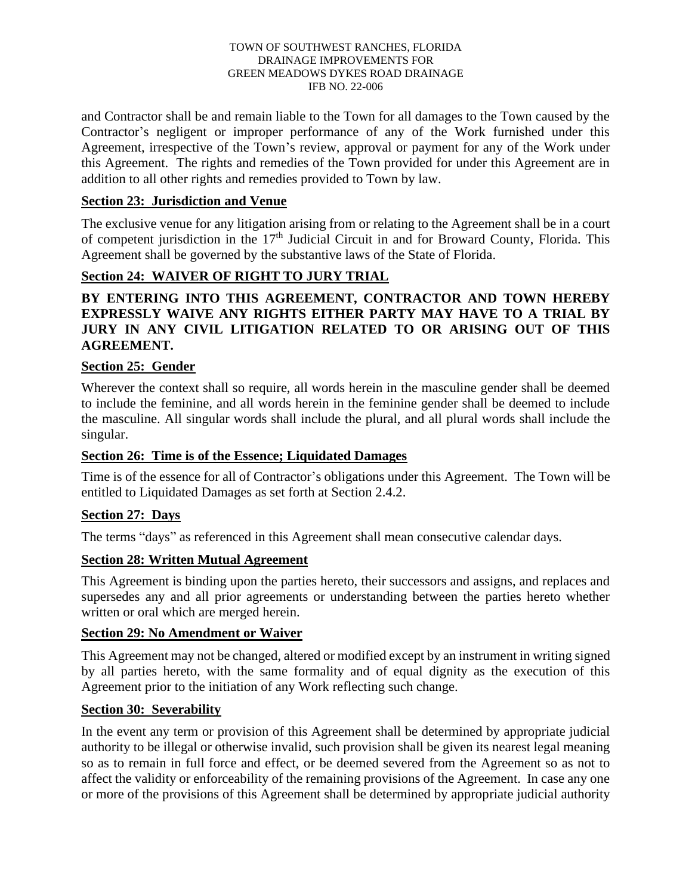and Contractor shall be and remain liable to the Town for all damages to the Town caused by the Contractor's negligent or improper performance of any of the Work furnished under this Agreement, irrespective of the Town's review, approval or payment for any of the Work under this Agreement. The rights and remedies of the Town provided for under this Agreement are in addition to all other rights and remedies provided to Town by law.

**Section 23: Jurisdiction and Venue**

The exclusive venue for any litigation arising from or relating to the Agreement shall be in a court of competent jurisdiction in the 17th Judicial Circuit in and for Broward County, Florida. This Agreement shall be governed by the substantive laws of the State of Florida.

**Section 24: WAIVER OF RIGHT TO JURY TRIAL**

**BY ENTERING INTO THIS AGREEMENT, CONTRACTOR AND TOWN HEREBY EXPRESSLY WAIVE ANY RIGHTS EITHER PARTY MAY HAVE TO A TRIAL BY JURY IN ANY CIVIL LITIGATION RELATED TO OR ARISING OUT OF THIS AGREEMENT.**

**Section 25: Gender**

Wherever the context shall so require, all words herein in the masculine gender shall be deemed to include the feminine, and all words herein in the feminine gender shall be deemed to include the masculine. All singular words shall include the plural, and all plural words shall include the singular.

**Section 26: Time is of the Essence; Liquidated Damages**

Time is of the essence for all of Contractor's obligations under this Agreement. The Town will be entitled to Liquidated Damages as set forth at Section 2.4.2.

**Section 27: Days**

The terms "days" as referenced in this Agreement shall mean consecutive calendar days.

**Section 28: Written Mutual Agreement**

This Agreement is binding upon the parties hereto, their successors and assigns, and replaces and supersedes any and all prior agreements or understanding between the parties hereto whether written or oral which are merged herein.

**Section 29: No Amendment or Waiver**

This Agreement may not be changed, altered or modified except by an instrument in writing signed by all parties hereto, with the same formality and of equal dignity as the execution of this Agreement prior to the initiation of any Work reflecting such change.

**Section 30: Severability**

In the event any term or provision of this Agreement shall be determined by appropriate judicial authority to be illegal or otherwise invalid, such provision shall be given its nearest legal meaning so as to remain in full force and effect, or be deemed severed from the Agreement so as not to affect the validity or enforceability of the remaining provisions of the Agreement. In case any one or more of the provisions of this Agreement shall be determined by appropriate judicial authority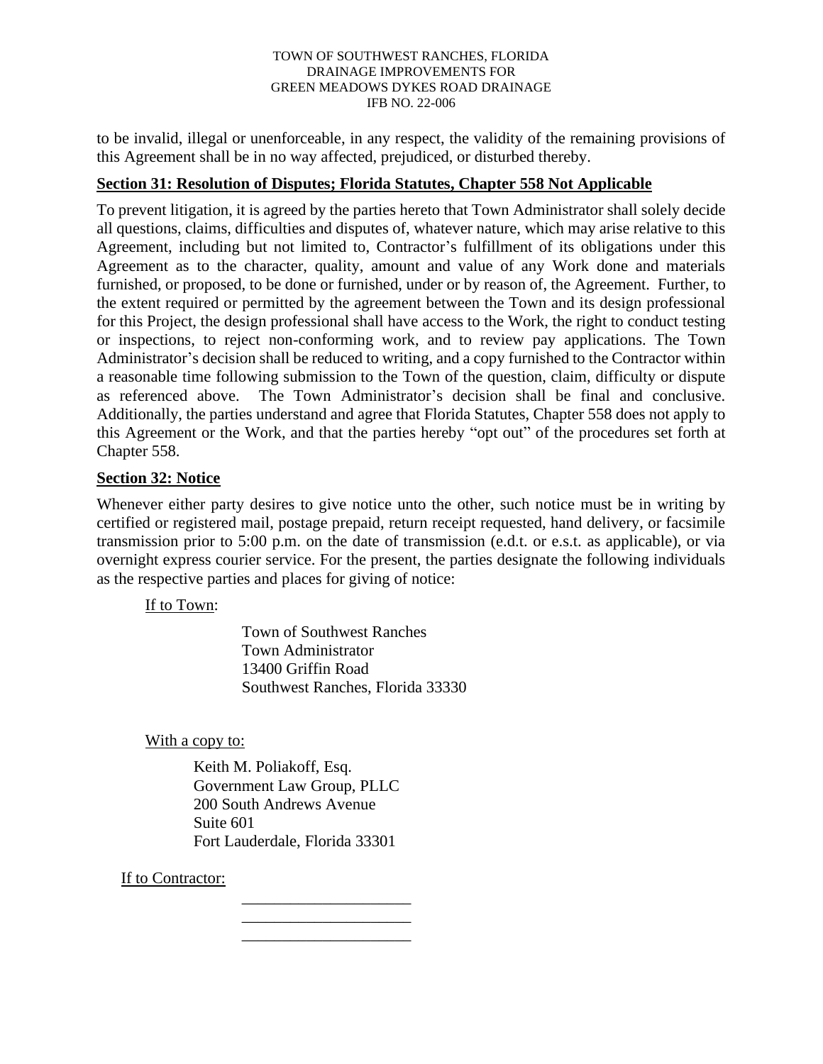to be invalid, illegal or unenforceable, in any respect, the validity of the remaining provisions of this Agreement shall be in no way affected, prejudiced, or disturbed thereby.

**Section 31: Resolution of Disputes; Florida Statutes, Chapter 558 Not Applicable**

To prevent litigation, it is agreed by the parties hereto that Town Administrator shall solely decide all questions, claims, difficulties and disputes of, whatever nature, which may arise relative to this Agreement, including but not limited to, Contractor's fulfillment of its obligations under this Agreement as to the character, quality, amount and value of any Work done and materials furnished, or proposed, to be done or furnished, under or by reason of, the Agreement. Further, to the extent required or permitted by the agreement between the Town and its design professional for this Project, the design professional shall have access to the Work, the right to conduct testing or inspections, to reject non-conforming work, and to review pay applications. The Town Administrator's decision shall be reduced to writing, and a copy furnished to the Contractor within a reasonable time following submission to the Town of the question, claim, difficulty or dispute as referenced above. The Town Administrator's decision shall be final and conclusive. Additionally, the parties understand and agree that Florida Statutes, Chapter 558 does not apply to this Agreement or the Work, and that the parties hereby "opt out" of the procedures set forth at Chapter 558.

**Section 32: Notice**

Whenever either party desires to give notice unto the other, such notice must be in writing by certified or registered mail, postage prepaid, return receipt requested, hand delivery, or facsimile transmission prior to 5:00 p.m. on the date of transmission (e.d.t. or e.s.t. as applicable), or via overnight express courier service. For the present, the parties designate the following individuals as the respective parties and places for giving of notice:

If to Town:

Town of Southwest Ranches
Town Administrator
13400 Griffin Road
Southwest Ranches, Florida 33330

With a copy to:

Keith M. Poliakoff, Esq.
Government Law Group, PLLC
200 South Andrews Avenue
Suite 601
Fort Lauderdale, Florida 33301

If to Contractor:

_____________________
_____________________
_____________________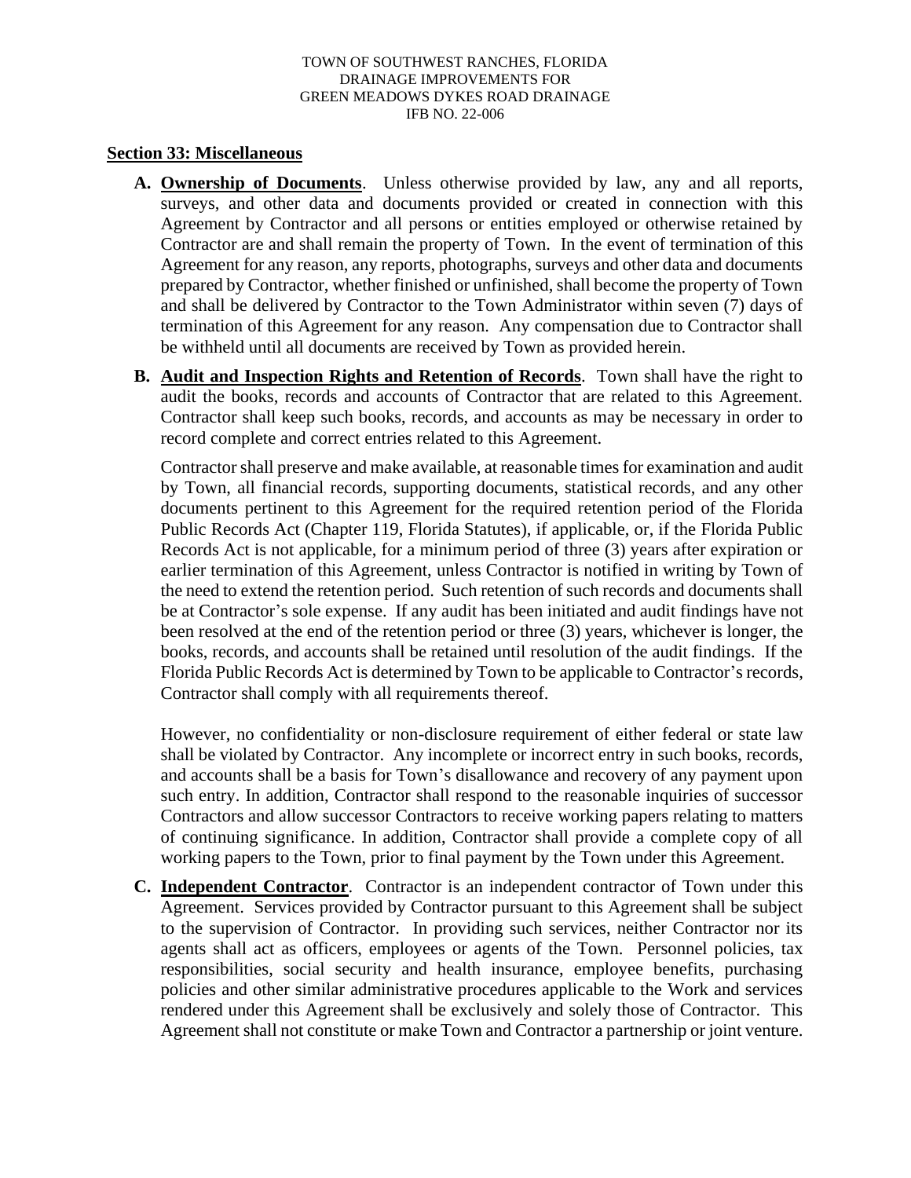## Section 33: Miscellaneous

**A. Ownership of Documents**. Unless otherwise provided by law, any and all reports, surveys, and other data and documents provided or created in connection with this Agreement by Contractor and all persons or entities employed or otherwise retained by Contractor are and shall remain the property of Town. In the event of termination of this Agreement for any reason, any reports, photographs, surveys and other data and documents prepared by Contractor, whether finished or unfinished, shall become the property of Town and shall be delivered by Contractor to the Town Administrator within seven (7) days of termination of this Agreement for any reason. Any compensation due to Contractor shall be withheld until all documents are received by Town as provided herein.

**B. Audit and Inspection Rights and Retention of Records**. Town shall have the right to audit the books, records and accounts of Contractor that are related to this Agreement. Contractor shall keep such books, records, and accounts as may be necessary in order to record complete and correct entries related to this Agreement.

Contractor shall preserve and make available, at reasonable times for examination and audit by Town, all financial records, supporting documents, statistical records, and any other documents pertinent to this Agreement for the required retention period of the Florida Public Records Act (Chapter 119, Florida Statutes), if applicable, or, if the Florida Public Records Act is not applicable, for a minimum period of three (3) years after expiration or earlier termination of this Agreement, unless Contractor is notified in writing by Town of the need to extend the retention period. Such retention of such records and documents shall be at Contractor's sole expense. If any audit has been initiated and audit findings have not been resolved at the end of the retention period or three (3) years, whichever is longer, the books, records, and accounts shall be retained until resolution of the audit findings. If the Florida Public Records Act is determined by Town to be applicable to Contractor's records, Contractor shall comply with all requirements thereof.

However, no confidentiality or non-disclosure requirement of either federal or state law shall be violated by Contractor. Any incomplete or incorrect entry in such books, records, and accounts shall be a basis for Town's disallowance and recovery of any payment upon such entry. In addition, Contractor shall respond to the reasonable inquiries of successor Contractors and allow successor Contractors to receive working papers relating to matters of continuing significance. In addition, Contractor shall provide a complete copy of all working papers to the Town, prior to final payment by the Town under this Agreement.

**C. Independent Contractor**. Contractor is an independent contractor of Town under this Agreement. Services provided by Contractor pursuant to this Agreement shall be subject to the supervision of Contractor. In providing such services, neither Contractor nor its agents shall act as officers, employees or agents of the Town. Personnel policies, tax responsibilities, social security and health insurance, employee benefits, purchasing policies and other similar administrative procedures applicable to the Work and services rendered under this Agreement shall be exclusively and solely those of Contractor. This Agreement shall not constitute or make Town and Contractor a partnership or joint venture.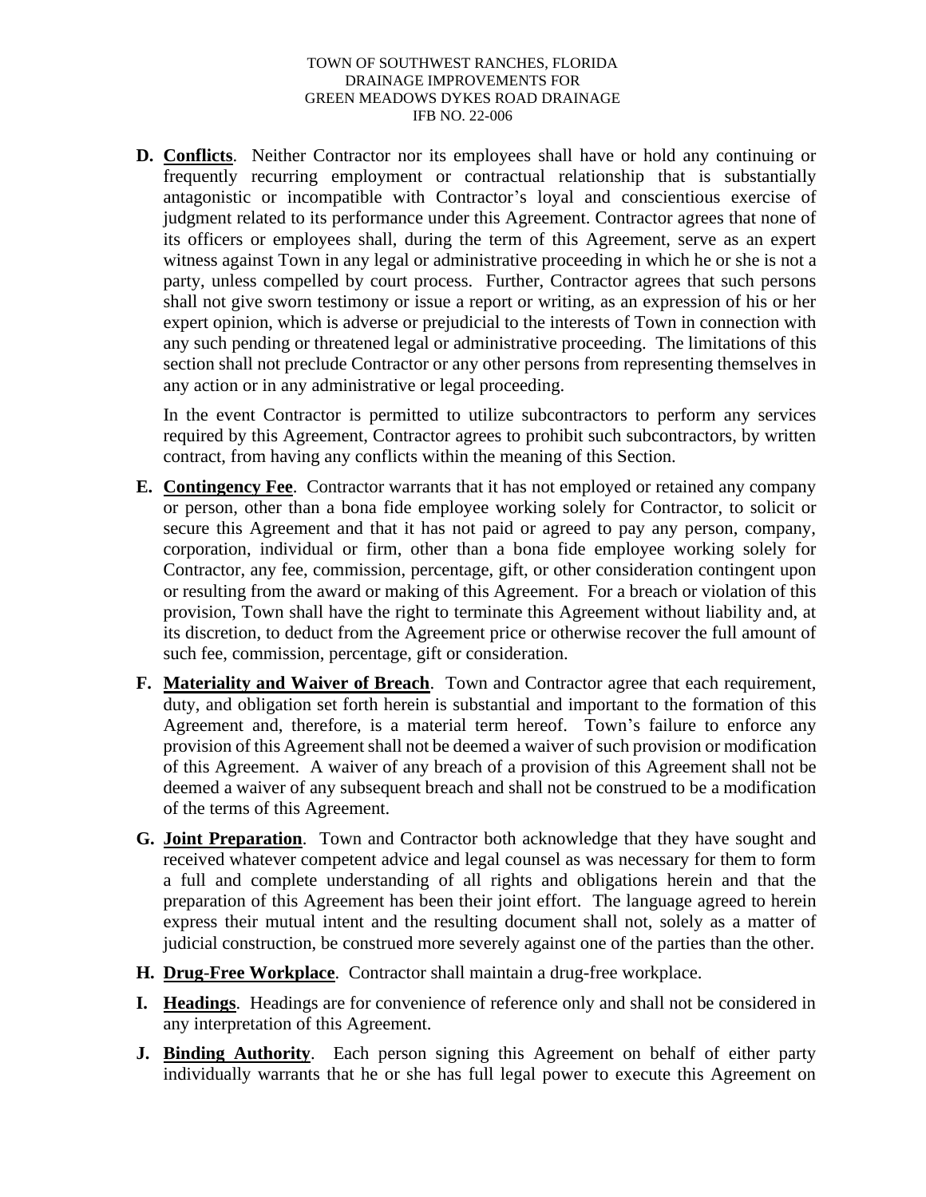**D. Conflicts**. Neither Contractor nor its employees shall have or hold any continuing or frequently recurring employment or contractual relationship that is substantially antagonistic or incompatible with Contractor's loyal and conscientious exercise of judgment related to its performance under this Agreement. Contractor agrees that none of its officers or employees shall, during the term of this Agreement, serve as an expert witness against Town in any legal or administrative proceeding in which he or she is not a party, unless compelled by court process. Further, Contractor agrees that such persons shall not give sworn testimony or issue a report or writing, as an expression of his or her expert opinion, which is adverse or prejudicial to the interests of Town in connection with any such pending or threatened legal or administrative proceeding. The limitations of this section shall not preclude Contractor or any other persons from representing themselves in any action or in any administrative or legal proceeding.

In the event Contractor is permitted to utilize subcontractors to perform any services required by this Agreement, Contractor agrees to prohibit such subcontractors, by written contract, from having any conflicts within the meaning of this Section.

**E. Contingency Fee**. Contractor warrants that it has not employed or retained any company or person, other than a bona fide employee working solely for Contractor, to solicit or secure this Agreement and that it has not paid or agreed to pay any person, company, corporation, individual or firm, other than a bona fide employee working solely for Contractor, any fee, commission, percentage, gift, or other consideration contingent upon or resulting from the award or making of this Agreement. For a breach or violation of this provision, Town shall have the right to terminate this Agreement without liability and, at its discretion, to deduct from the Agreement price or otherwise recover the full amount of such fee, commission, percentage, gift or consideration.

**F. Materiality and Waiver of Breach**. Town and Contractor agree that each requirement, duty, and obligation set forth herein is substantial and important to the formation of this Agreement and, therefore, is a material term hereof. Town's failure to enforce any provision of this Agreement shall not be deemed a waiver of such provision or modification of this Agreement. A waiver of any breach of a provision of this Agreement shall not be deemed a waiver of any subsequent breach and shall not be construed to be a modification of the terms of this Agreement.

**G. Joint Preparation**. Town and Contractor both acknowledge that they have sought and received whatever competent advice and legal counsel as was necessary for them to form a full and complete understanding of all rights and obligations herein and that the preparation of this Agreement has been their joint effort. The language agreed to herein express their mutual intent and the resulting document shall not, solely as a matter of judicial construction, be construed more severely against one of the parties than the other.

**H. Drug-Free Workplace**. Contractor shall maintain a drug-free workplace.

**I. Headings**. Headings are for convenience of reference only and shall not be considered in any interpretation of this Agreement.

**J. Binding Authority**. Each person signing this Agreement on behalf of either party individually warrants that he or she has full legal power to execute this Agreement on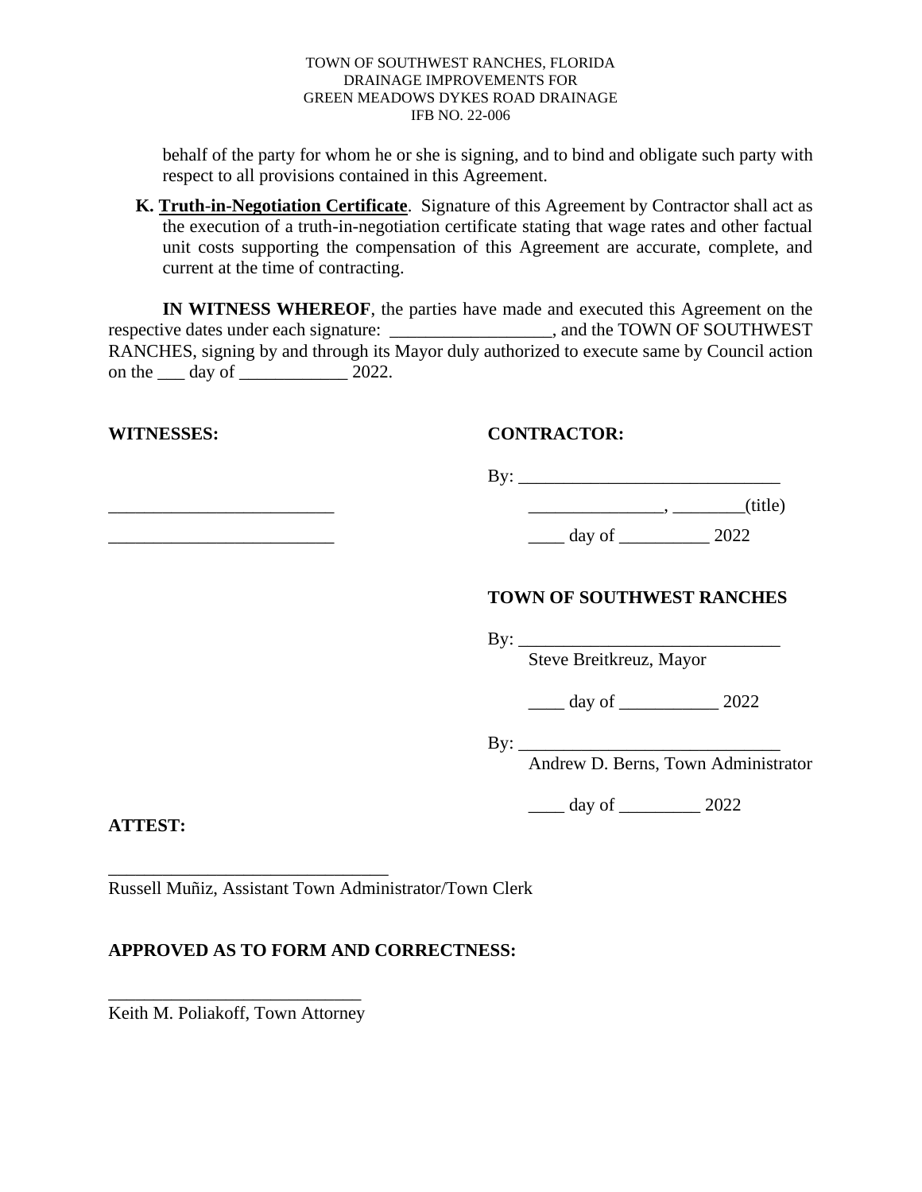behalf of the party for whom he or she is signing, and to bind and obligate such party with respect to all provisions contained in this Agreement.

K. **Truth-in-Negotiation Certificate**. Signature of this Agreement by Contractor shall act as the execution of a truth-in-negotiation certificate stating that wage rates and other factual unit costs supporting the compensation of this Agreement are accurate, complete, and current at the time of contracting.

**IN WITNESS WHEREOF**, the parties have made and executed this Agreement on the respective dates under each signature: __________________, and the TOWN OF SOUTHWEST RANCHES, signing by and through its Mayor duly authorized to execute same by Council action on the ___ day of ____________ 2022.

**WITNESSES:**

_________________________

_________________________

**CONTRACTOR:**

By: _____________________________

_______________, ________(title)

____ day of __________ 2022

**TOWN OF SOUTHWEST RANCHES**

By: _____________________________
Steve Breitkreuz, Mayor

____ day of ___________ 2022

By: _____________________________
Andrew D. Berns, Town Administrator

____ day of _________ 2022

**ATTEST:**

_______________________________
Russell Muñiz, Assistant Town Administrator/Town Clerk

**APPROVED AS TO FORM AND CORRECTNESS:**

___________________________
Keith M. Poliakoff, Town Attorney